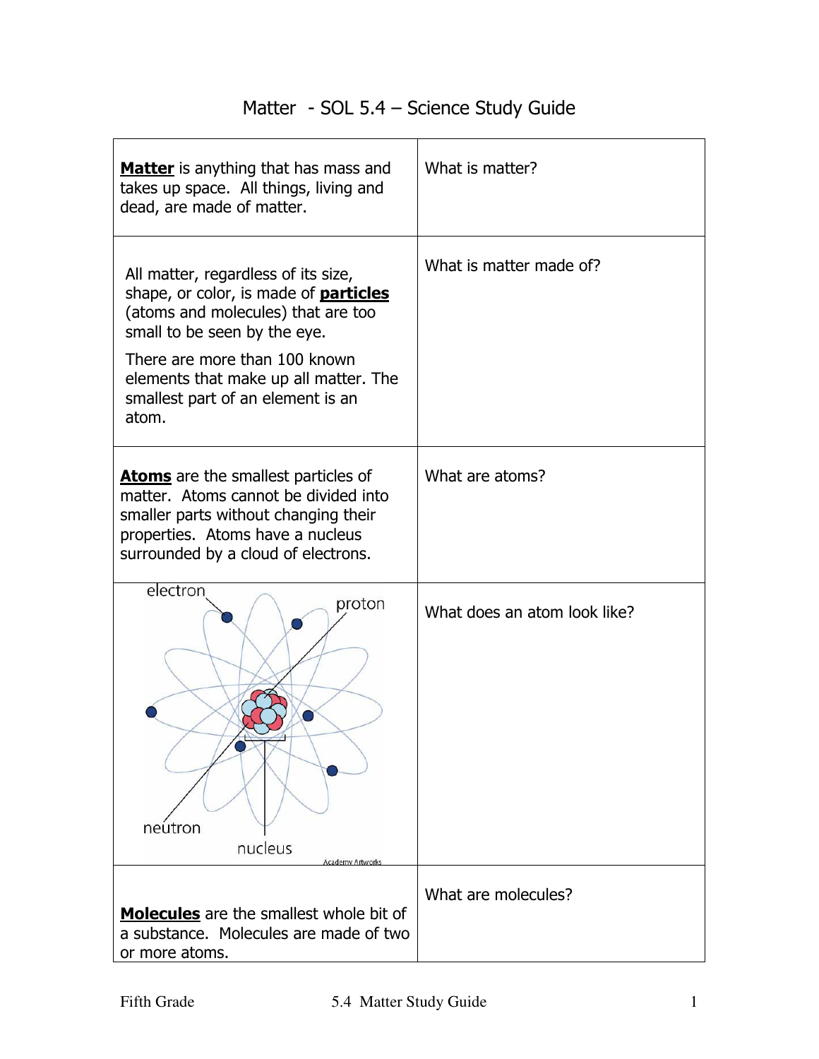# Matter - SOL 5.4 – Science Study Guide

| | |
|---|---|
| **Matter** is anything that has mass and takes up space. All things, living and dead, are made of matter. | What is matter? |
| All matter, regardless of its size, shape, or color, is made of **particles** (atoms and molecules) that are too small to be seen by the eye.<br><br>There are more than 100 known elements that make up all matter. The smallest part of an element is an atom. | What is matter made of? |
| **Atoms** are the smallest particles of matter. Atoms cannot be divided into smaller parts without changing their properties. Atoms have a nucleus surrounded by a cloud of electrons. | What are atoms? |
| electron, proton, neutron, nucleus<br>Academy Artworks | What does an atom look like? |
| **Molecules** are the smallest whole bit of a substance. Molecules are made of two or more atoms. | What are molecules? |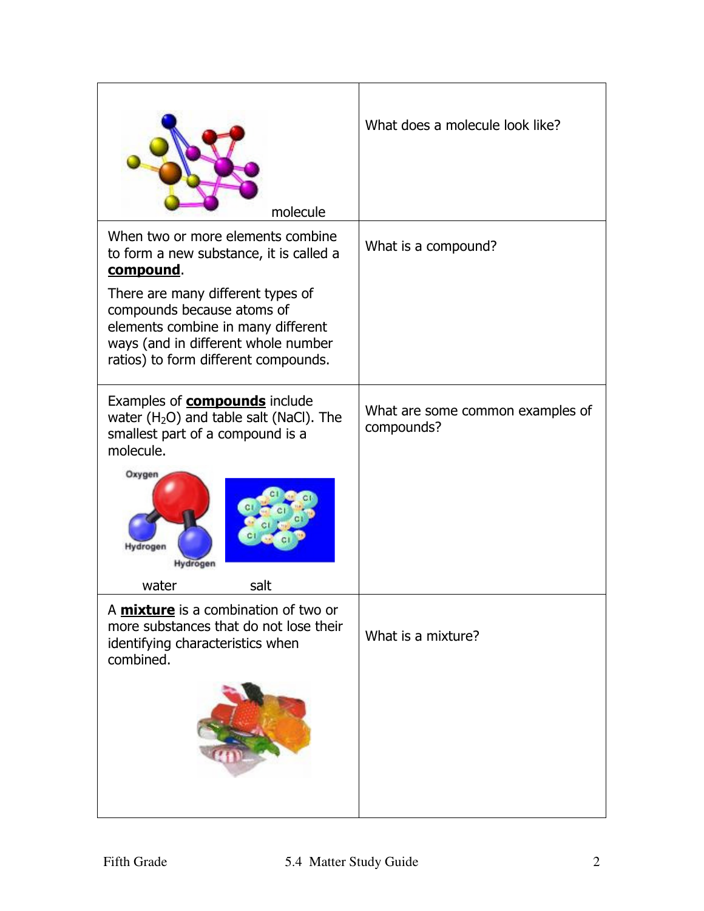| | |
|---|---|
| molecule | What does a molecule look like? |
| When two or more elements combine to form a new substance, it is called a **compound**. There are many different types of compounds because atoms of elements combine in many different ways (and in different whole number ratios) to form different compounds. | What is a compound? |
| Examples of **compounds** include water ($H_2O$) and table salt (NaCl). The smallest part of a compound is a molecule. Oxygen Hydrogen Hydrogen water salt | What are some common examples of compounds? |
| A **mixture** is a combination of two or more substances that do not lose their identifying characteristics when combined. | What is a mixture? |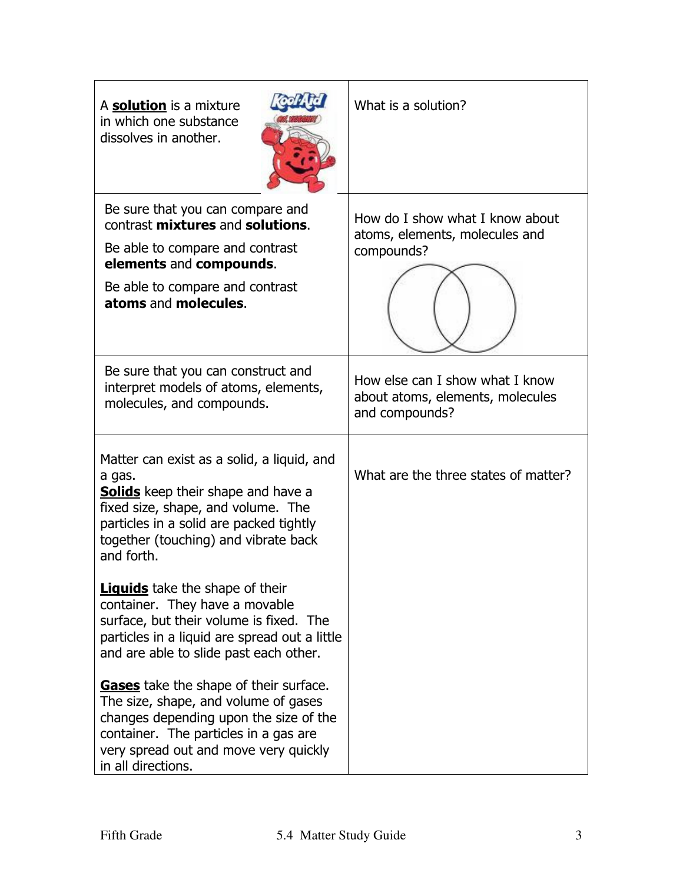| | |
|---|---|
| A **solution** is a mixture in which one substance dissolves in another. | What is a solution? |
| Be sure that you can compare and contrast **mixtures** and **solutions**.<br><br>Be able to compare and contrast **elements** and **compounds**.<br><br>Be able to compare and contrast **atoms** and **molecules**. | How do I show what I know about atoms, elements, molecules and compounds? |
| Be sure that you can construct and interpret models of atoms, elements, molecules, and compounds. | How else can I show what I know about atoms, elements, molecules and compounds? |
| Matter can exist as a solid, a liquid, and a gas.<br>**Solids** keep their shape and have a fixed size, shape, and volume. The particles in a solid are packed tightly together (touching) and vibrate back and forth.<br><br>**Liquids** take the shape of their container. They have a movable surface, but their volume is fixed. The particles in a liquid are spread out a little and are able to slide past each other.<br><br>**Gases** take the shape of their surface. The size, shape, and volume of gases changes depending upon the size of the container. The particles in a gas are very spread out and move very quickly in all directions. | What are the three states of matter? |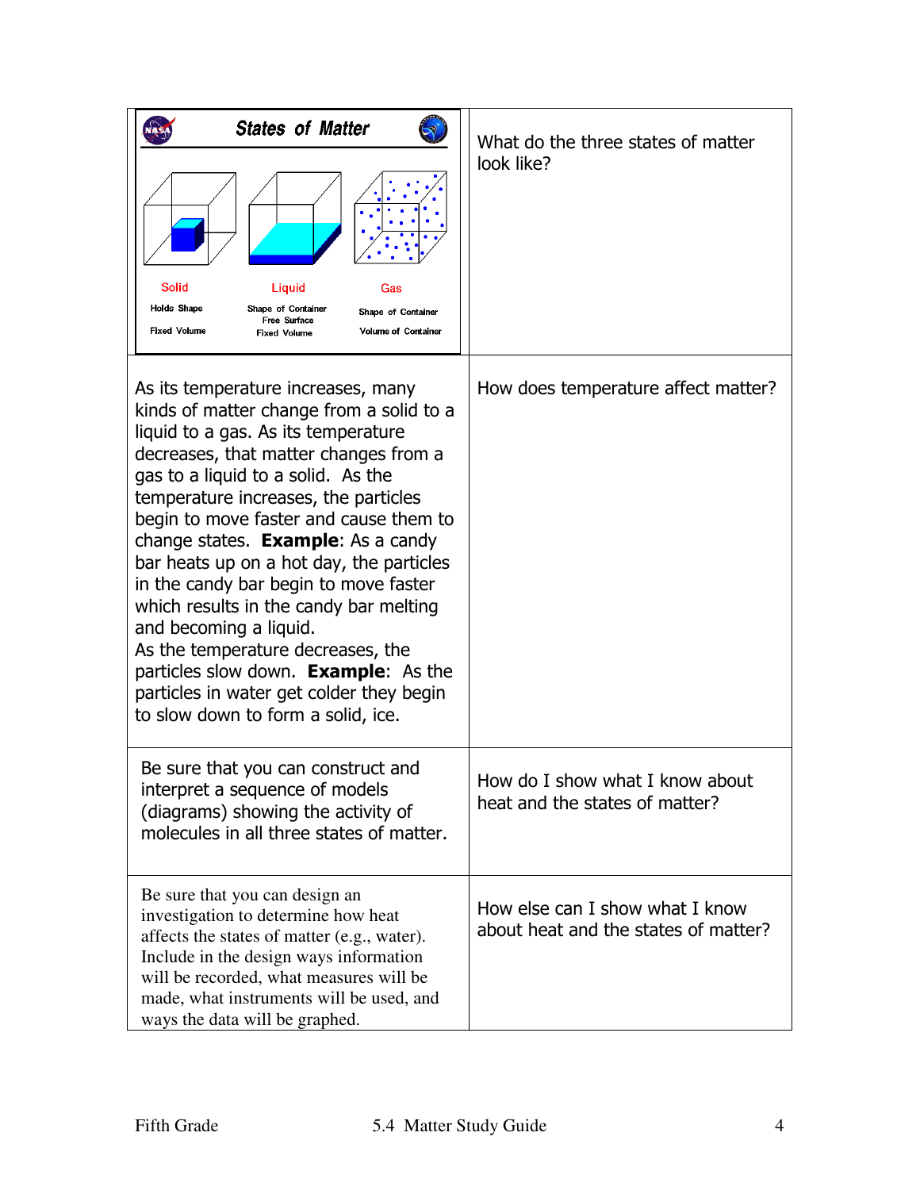| | |
|---|---|
| **States of Matter**<br><br>Solid<br>Holds Shape<br>Fixed Volume<br><br>Liquid<br>Shape of Container<br>Free Surface<br>Fixed Volume<br><br>Gas<br>Shape of Container<br>Volume of Container | What do the three states of matter look like? |
| As its temperature increases, many kinds of matter change from a solid to a liquid to a gas. As its temperature decreases, that matter changes from a gas to a liquid to a solid. As the temperature increases, the particles begin to move faster and cause them to change states. **Example**: As a candy bar heats up on a hot day, the particles in the candy bar begin to move faster which results in the candy bar melting and becoming a liquid.<br>As the temperature decreases, the particles slow down. **Example**: As the particles in water get colder they begin to slow down to form a solid, ice. | How does temperature affect matter? |
| Be sure that you can construct and interpret a sequence of models (diagrams) showing the activity of molecules in all three states of matter. | How do I show what I know about heat and the states of matter? |
| Be sure that you can design an investigation to determine how heat affects the states of matter (e.g., water). Include in the design ways information will be recorded, what measures will be made, what instruments will be used, and ways the data will be graphed. | How else can I show what I know about heat and the states of matter? |